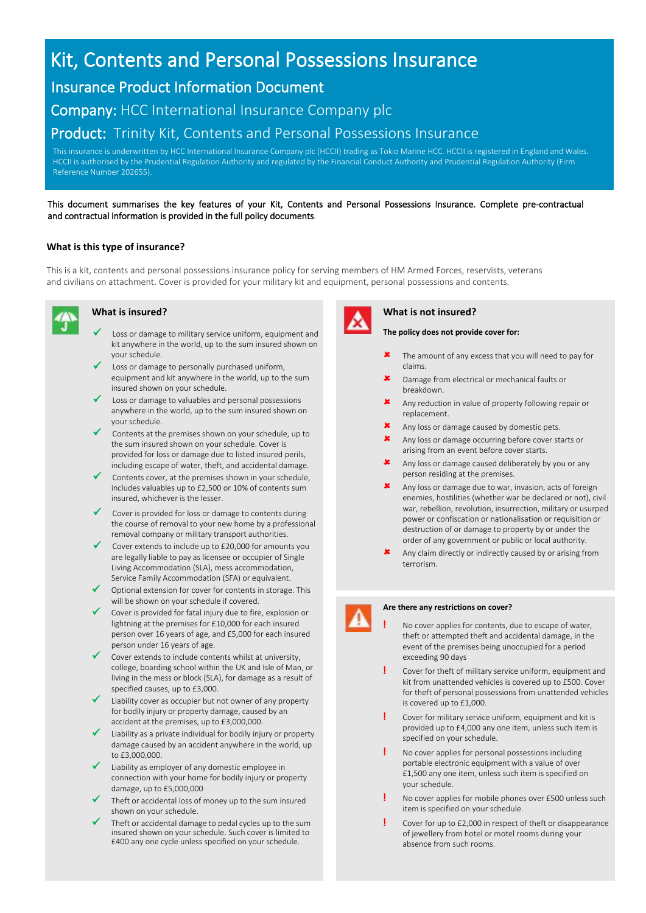# Kit, Contents and Personal Possessions Insurance

## Insurance Product Information Document

## Company: HCC International Insurance Company plc

## Product: Trinity Kit, Contents and Personal Possessions Insurance

This insurance is underwritten by HCC International Insurance Company plc (HCCII) trading as Tokio Marine HCC. HCCII is registered in England and Wales. HCCII is authorised by the Prudential Regulation Authority and regulated by the Financial Conduct Authority and Prudential Regulation Authority (Firm Reference Number 202655).

This document summarises the key features of your Kit, Contents and Personal Possessions Insurance. Complete pre-contractual and contractual information is provided in the full policy documents.

### What is this type of insurance?

This is a kit, contents and personal possessions insurance policy for serving members of HM Armed Forces, reservists, veterans and civilians on attachment. Cover is provided for your military kit and equipment, personal possessions and contents.

### What is insured?

- ✔ Loss or damage to military service uniform, equipment and kit anywhere in the world, up to the sum insured shown on your schedule.
- ✔ Loss or damage to personally purchased uniform, equipment and kit anywhere in the world, up to the sum insured shown on your schedule.
- ✔ Loss or damage to valuables and personal possessions anywhere in the world, up to the sum insured shown on your schedule.
- ✔ Contents at the premises shown on your schedule, up to the sum insured shown on your schedule. Cover is provided for loss or damage due to listed insured perils, including escape of water, theft, and accidental damage.
- ✔ Contents cover, at the premises shown in your schedule, includes valuables up to £2,500 or 10% of contents sum insured, whichever is the lesser.
- ✔ Cover is provided for loss or damage to contents during the course of removal to your new home by a professional removal company or military transport authorities.
- ✔ Cover extends to include up to £20,000 for amounts you are legally liable to pay as licensee or occupier of Single Living Accommodation (SLA), mess accommodation, Service Family Accommodation (SFA) or equivalent.
- ✔ Optional extension for cover for contents in storage. This will be shown on your schedule if covered.
- ✔ Cover is provided for fatal injury due to fire, explosion or lightning at the premises for £10,000 for each insured person over 16 years of age, and £5,000 for each insured person under 16 years of age.
- ✔ Cover extends to include contents whilst at university, college, boarding school within the UK and Isle of Man, or living in the mess or block (SLA), for damage as a result of specified causes, up to £3,000.
- ✔ Liability cover as occupier but not owner of any property for bodily injury or property damage, caused by an accident at the premises, up to £3,000,000.
- ✔ Liability as a private individual for bodily injury or property damage caused by an accident anywhere in the world, up to £3,000,000.
- ✔ Liability as employer of any domestic employee in connection with your home for bodily injury or property damage, up to £5,000,000
- ✔ Theft or accidental loss of money up to the sum insured shown on your schedule.
- ✔ Theft or accidental damage to pedal cycles up to the sum insured shown on your schedule. Such cover is limited to £400 any one cycle unless specified on your schedule.

### What is not insured?

**The policy does not provide cover for:**

- ✖ The amount of any excess that you will need to pay for claims.
- ✖ Damage from electrical or mechanical faults or breakdown.
- ✖ Any reduction in value of property following repair or replacement.
- ✖ Any loss or damage caused by domestic pets.
- ✖ Any loss or damage occurring before cover starts or arising from an event before cover starts.
- ✖ Any loss or damage caused deliberately by you or any person residing at the premises.
- ✖ Any loss or damage due to war, invasion, acts of foreign enemies, hostilities (whether war be declared or not), civil war, rebellion, revolution, insurrection, military or usurped power or confiscation or nationalisation or requisition or destruction of or damage to property by or under the order of any government or public or local authority.
- ✖ Any claim directly or indirectly caused by or arising from terrorism.

### Are there any restrictions on cover?

- ! No cover applies for contents, due to escape of water, theft or attempted theft and accidental damage, in the event of the premises being unoccupied for a period exceeding 90 days
- ! Cover for theft of military service uniform, equipment and kit from unattended vehicles is covered up to £500. Cover for theft of personal possessions from unattended vehicles is covered up to £1,000.
- ! Cover for military service uniform, equipment and kit is provided up to £4,000 any one item, unless such item is specified on your schedule.
- ! No cover applies for personal possessions including portable electronic equipment with a value of over £1,500 any one item, unless such item is specified on your schedule.
- ! No cover applies for mobile phones over £500 unless such item is specified on your schedule.
- ! Cover for up to £2,000 in respect of theft or disappearance of jewellery from hotel or motel rooms during your absence from such rooms.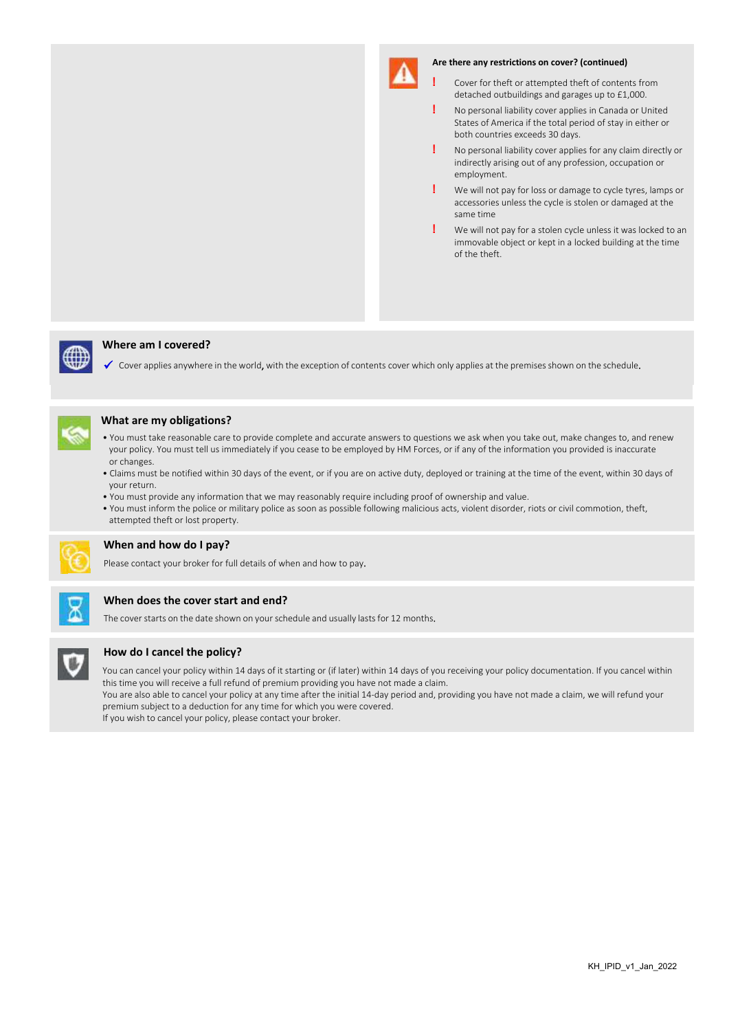### Are there any restrictions on cover? (continued)

- ! Cover for theft or attempted theft of contents from detached outbuildings and garages up to £1,000.
- ! No personal liability cover applies in Canada or United States of America if the total period of stay in either or both countries exceeds 30 days.
- ! No personal liability cover applies for any claim directly or indirectly arising out of any profession, occupation or employment.
- ! We will not pay for loss or damage to cycle tyres, lamps or accessories unless the cycle is stolen or damaged at the same time
- ! We will not pay for a stolen cycle unless it was locked to an immovable object or kept in a locked building at the time of the theft.

## Where am I covered?

✓ Cover applies anywhere in the world, with the exception of contents cover which only applies at the premises shown on the schedule.

## What are my obligations?

- You must take reasonable care to provide complete and accurate answers to questions we ask when you take out, make changes to, and renew your policy. You must tell us immediately if you cease to be employed by HM Forces, or if any of the information you provided is inaccurate or changes.
- Claims must be notified within 30 days of the event, or if you are on active duty, deployed or training at the time of the event, within 30 days of your return.
- You must provide any information that we may reasonably require including proof of ownership and value.
- You must inform the police or military police as soon as possible following malicious acts, violent disorder, riots or civil commotion, theft, attempted theft or lost property.

## When and how do I pay?

Please contact your broker for full details of when and how to pay.

## When does the cover start and end?

The cover starts on the date shown on your schedule and usually lasts for 12 months.

## How do I cancel the policy?

You can cancel your policy within 14 days of it starting or (if later) within 14 days of you receiving your policy documentation. If you cancel within this time you will receive a full refund of premium providing you have not made a claim.
You are also able to cancel your policy at any time after the initial 14-day period and, providing you have not made a claim, we will refund your premium subject to a deduction for any time for which you were covered.
If you wish to cancel your policy, please contact your broker.

KH_IPID_v1_Jan_2022